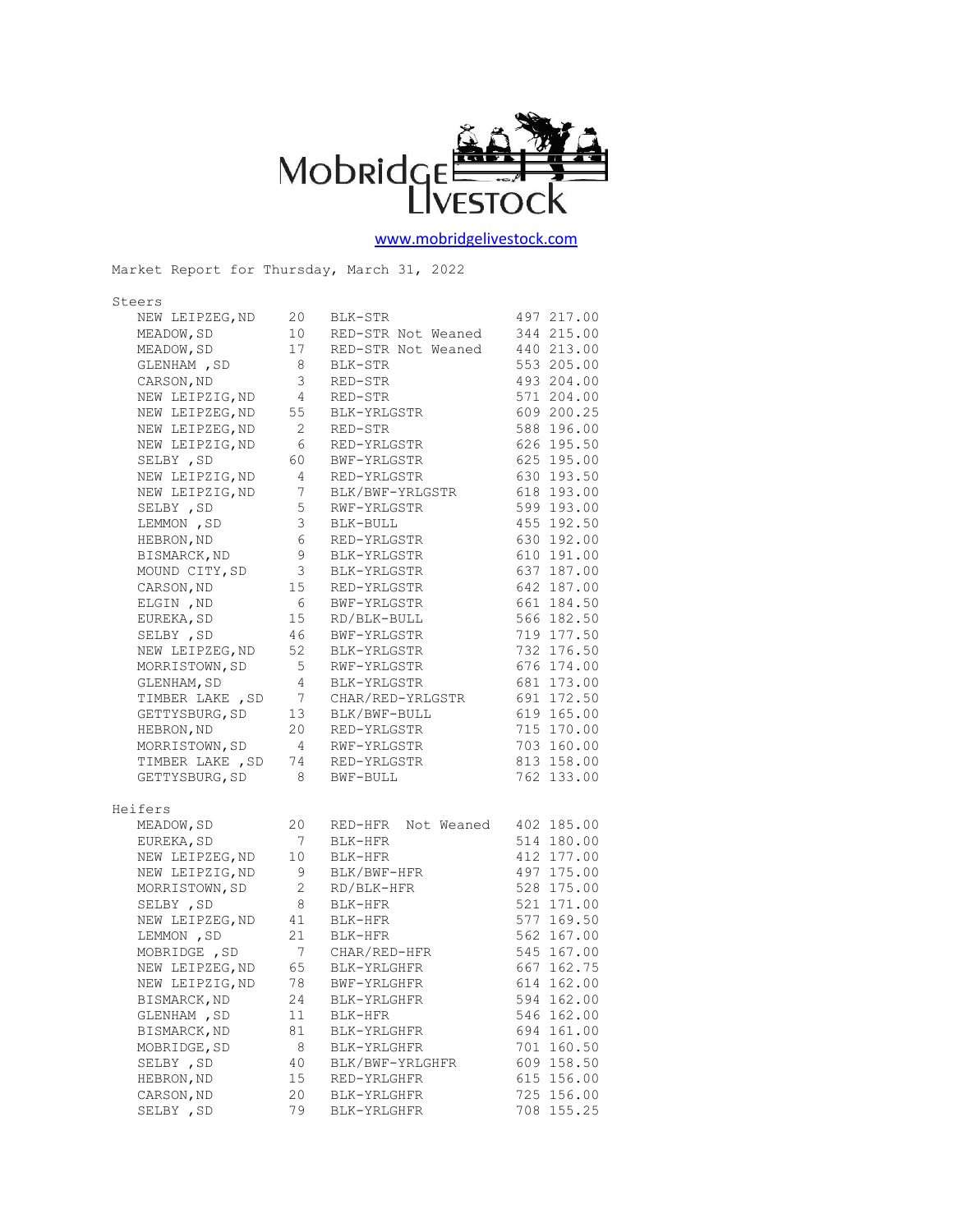Mobridge Livestock

www.mobridgelivestock.com

Market Report for Thursday, March 31, 2022

## Steers

| Location | Head | Description | Weight | Price |
|---|---|---|---|---|
| NEW LEIPZEG,ND | 20 | BLK-STR | 497 | 217.00 |
| MEADOW,SD | 10 | RED-STR Not Weaned | 344 | 215.00 |
| MEADOW,SD | 17 | RED-STR Not Weaned | 440 | 213.00 |
| GLENHAM ,SD | 8 | BLK-STR | 553 | 205.00 |
| CARSON,ND | 3 | RED-STR | 493 | 204.00 |
| NEW LEIPZIG,ND | 4 | RED-STR | 571 | 204.00 |
| NEW LEIPZEG,ND | 55 | BLK-YRLGSTR | 609 | 200.25 |
| NEW LEIPZEG,ND | 2 | RED-STR | 588 | 196.00 |
| NEW LEIPZIG,ND | 6 | RED-YRLGSTR | 626 | 195.50 |
| SELBY ,SD | 60 | BWF-YRLGSTR | 625 | 195.00 |
| NEW LEIPZIG,ND | 4 | RED-YRLGSTR | 630 | 193.50 |
| NEW LEIPZIG,ND | 7 | BLK/BWF-YRLGSTR | 618 | 193.00 |
| SELBY ,SD | 5 | RWF-YRLGSTR | 599 | 193.00 |
| LEMMON ,SD | 3 | BLK-BULL | 455 | 192.50 |
| HEBRON,ND | 6 | RED-YRLGSTR | 630 | 192.00 |
| BISMARCK,ND | 9 | BLK-YRLGSTR | 610 | 191.00 |
| MOUND CITY,SD | 3 | BLK-YRLGSTR | 637 | 187.00 |
| CARSON,ND | 15 | RED-YRLGSTR | 642 | 187.00 |
| ELGIN ,ND | 6 | BWF-YRLGSTR | 661 | 184.50 |
| EUREKA,SD | 15 | RD/BLK-BULL | 566 | 182.50 |
| SELBY ,SD | 46 | BWF-YRLGSTR | 719 | 177.50 |
| NEW LEIPZEG,ND | 52 | BLK-YRLGSTR | 732 | 176.50 |
| MORRISTOWN,SD | 5 | RWF-YRLGSTR | 676 | 174.00 |
| GLENHAM,SD | 4 | BLK-YRLGSTR | 681 | 173.00 |
| TIMBER LAKE ,SD | 7 | CHAR/RED-YRLGSTR | 691 | 172.50 |
| GETTYSBURG,SD | 13 | BLK/BWF-BULL | 619 | 165.00 |
| HEBRON,ND | 20 | RED-YRLGSTR | 715 | 170.00 |
| MORRISTOWN,SD | 4 | RWF-YRLGSTR | 703 | 160.00 |
| TIMBER LAKE ,SD | 74 | RED-YRLGSTR | 813 | 158.00 |
| GETTYSBURG,SD | 8 | BWF-BULL | 762 | 133.00 |

## Heifers

| Location | Head | Description | Weight | Price |
|---|---|---|---|---|
| MEADOW,SD | 20 | RED-HFR Not Weaned | 402 | 185.00 |
| EUREKA,SD | 7 | BLK-HFR | 514 | 180.00 |
| NEW LEIPZEG,ND | 10 | BLK-HFR | 412 | 177.00 |
| NEW LEIPZIG,ND | 9 | BLK/BWF-HFR | 497 | 175.00 |
| MORRISTOWN,SD | 2 | RD/BLK-HFR | 528 | 175.00 |
| SELBY ,SD | 8 | BLK-HFR | 521 | 171.00 |
| NEW LEIPZEG,ND | 41 | BLK-HFR | 577 | 169.50 |
| LEMMON ,SD | 21 | BLK-HFR | 562 | 167.00 |
| MOBRIDGE ,SD | 7 | CHAR/RED-HFR | 545 | 167.00 |
| NEW LEIPZEG,ND | 65 | BLK-YRLGHFR | 667 | 162.75 |
| NEW LEIPZIG,ND | 78 | BWF-YRLGHFR | 614 | 162.00 |
| BISMARCK,ND | 24 | BLK-YRLGHFR | 594 | 162.00 |
| GLENHAM ,SD | 11 | BLK-HFR | 546 | 162.00 |
| BISMARCK,ND | 81 | BLK-YRLGHFR | 694 | 161.00 |
| MOBRIDGE,SD | 8 | BLK-YRLGHFR | 701 | 160.50 |
| SELBY ,SD | 40 | BLK/BWF-YRLGHFR | 609 | 158.50 |
| HEBRON,ND | 15 | RED-YRLGHFR | 615 | 156.00 |
| CARSON,ND | 20 | BLK-YRLGHFR | 725 | 156.00 |
| SELBY ,SD | 79 | BLK-YRLGHFR | 708 | 155.25 |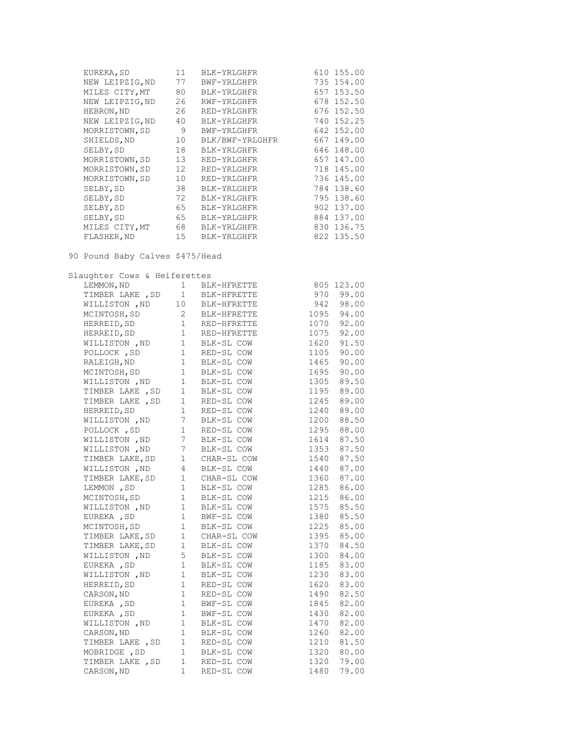| Location | Head | Description | Weight | Price |
|---|---|---|---|---|
| EUREKA,SD | 11 | BLK-YRLGHFR | 610 | 155.00 |
| NEW LEIPZIG,ND | 77 | BWF-YRLGHFR | 735 | 154.00 |
| MILES CITY,MT | 80 | BLK-YRLGHFR | 657 | 153.50 |
| NEW LEIPZIG,ND | 26 | RWF-YRLGHFR | 678 | 152.50 |
| HEBRON,ND | 26 | RED-YRLGHFR | 676 | 152.50 |
| NEW LEIPZIG,ND | 40 | BLK-YRLGHFR | 740 | 152.25 |
| MORRISTOWN,SD | 9 | BWF-YRLGHFR | 642 | 152.00 |
| SHIELDS,ND | 10 | BLK/BWF-YRLGHFR | 667 | 149.00 |
| SELBY,SD | 18 | BLK-YRLGHFR | 646 | 148.00 |
| MORRISTOWN,SD | 13 | RED-YRLGHFR | 657 | 147.00 |
| MORRISTOWN,SD | 12 | RED-YRLGHFR | 718 | 145.00 |
| MORRISTOWN,SD | 10 | RED-YRLGHFR | 736 | 145.00 |
| SELBY,SD | 38 | BLK-YRLGHFR | 784 | 138.60 |
| SELBY,SD | 72 | BLK-YRLGHFR | 795 | 138.60 |
| SELBY,SD | 65 | BLK-YRLGHFR | 902 | 137.00 |
| SELBY,SD | 65 | BLK-YRLGHFR | 884 | 137.00 |
| MILES CITY,MT | 68 | BLK-YRLGHFR | 830 | 136.75 |
| FLASHER,ND | 15 | BLK-YRLGHFR | 822 | 135.50 |

90 Pound Baby Calves $475/Head

Slaughter Cows & Heiferettes

| Location | Head | Description | Weight | Price |
|---|---|---|---|---|
| LEMMON,ND | 1 | BLK-HFRETTE | 805 | 123.00 |
| TIMBER LAKE ,SD | 1 | BLK-HFRETTE | 970 | 99.00 |
| WILLISTON ,ND | 10 | BLK-HFRETTE | 942 | 98.00 |
| MCINTOSH,SD | 2 | BLK-HFRETTE | 1095 | 94.00 |
| HERREID,SD | 1 | RED-HFRETTE | 1070 | 92.00 |
| HERREID,SD | 1 | RED-HFRETTE | 1075 | 92.00 |
| WILLISTON ,ND | 1 | BLK-SL COW | 1620 | 91.50 |
| POLLOCK ,SD | 1 | RED-SL COW | 1105 | 90.00 |
| RALEIGH,ND | 1 | BLK-SL COW | 1465 | 90.00 |
| MCINTOSH,SD | 1 | BLK-SL COW | 1695 | 90.00 |
| WILLISTON ,ND | 1 | BLK-SL COW | 1305 | 89.50 |
| TIMBER LAKE ,SD | 1 | BLK-SL COW | 1195 | 89.00 |
| TIMBER LAKE ,SD | 1 | RED-SL COW | 1245 | 89.00 |
| HERREID,SD | 1 | RED-SL COW | 1240 | 89.00 |
| WILLISTON ,ND | 7 | BLK-SL COW | 1200 | 88.50 |
| POLLOCK ,SD | 1 | RED-SL COW | 1295 | 88.00 |
| WILLISTON ,ND | 7 | BLK-SL COW | 1614 | 87.50 |
| WILLISTON ,ND | 7 | BLK-SL COW | 1353 | 87.50 |
| TIMBER LAKE,SD | 1 | CHAR-SL COW | 1540 | 87.50 |
| WILLISTON ,ND | 4 | BLK-SL COW | 1440 | 87.00 |
| TIMBER LAKE,SD | 1 | CHAR-SL COW | 1360 | 87.00 |
| LEMMON ,SD | 1 | BLK-SL COW | 1285 | 86.00 |
| MCINTOSH,SD | 1 | BLK-SL COW | 1215 | 86.00 |
| WILLISTON ,ND | 1 | BLK-SL COW | 1575 | 85.50 |
| EUREKA ,SD | 1 | BWF-SL COW | 1380 | 85.50 |
| MCINTOSH,SD | 1 | BLK-SL COW | 1225 | 85.00 |
| TIMBER LAKE,SD | 1 | CHAR-SL COW | 1395 | 85.00 |
| TIMBER LAKE,SD | 1 | BLK-SL COW | 1370 | 84.50 |
| WILLISTON ,ND | 5 | BLK-SL COW | 1300 | 84.00 |
| EUREKA ,SD | 1 | BLK-SL COW | 1185 | 83.00 |
| WILLISTON ,ND | 1 | BLK-SL COW | 1230 | 83.00 |
| HERREID,SD | 1 | RED-SL COW | 1620 | 83.00 |
| CARSON,ND | 1 | RED-SL COW | 1490 | 82.50 |
| EUREKA ,SD | 1 | BWF-SL COW | 1845 | 82.00 |
| EUREKA ,SD | 1 | BWF-SL COW | 1430 | 82.00 |
| WILLISTON ,ND | 1 | BLK-SL COW | 1470 | 82.00 |
| CARSON,ND | 1 | BLK-SL COW | 1260 | 82.00 |
| TIMBER LAKE ,SD | 1 | RED-SL COW | 1210 | 81.50 |
| MOBRIDGE ,SD | 1 | BLK-SL COW | 1320 | 80.00 |
| TIMBER LAKE ,SD | 1 | RED-SL COW | 1320 | 79.00 |
| CARSON,ND | 1 | RED-SL COW | 1480 | 79.00 |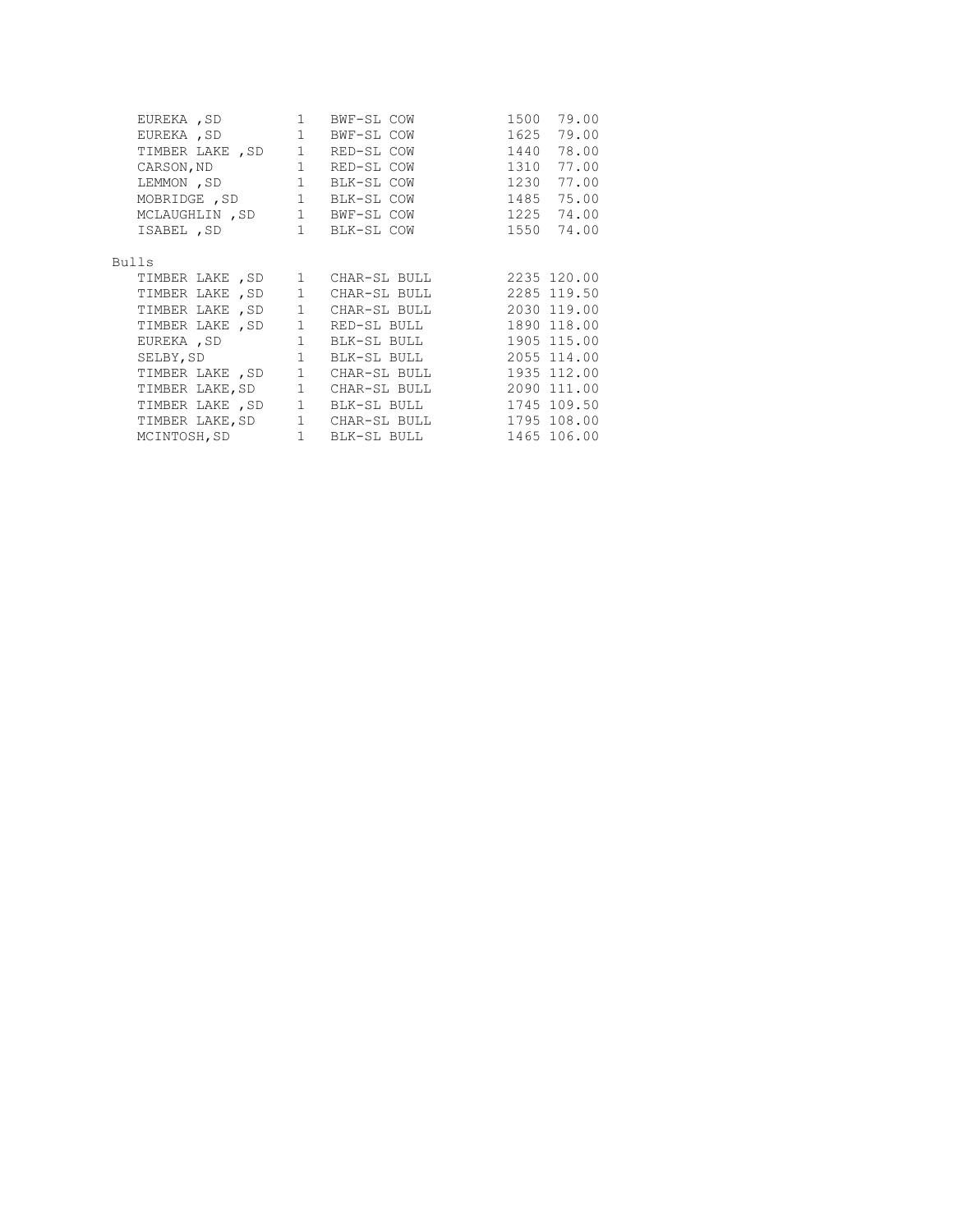| | | | | |
|---|---|---|---|---|
| EUREKA ,SD | 1 | BWF-SL COW | 1500 | 79.00 |
| EUREKA ,SD | 1 | BWF-SL COW | 1625 | 79.00 |
| TIMBER LAKE ,SD | 1 | RED-SL COW | 1440 | 78.00 |
| CARSON,ND | 1 | RED-SL COW | 1310 | 77.00 |
| LEMMON ,SD | 1 | BLK-SL COW | 1230 | 77.00 |
| MOBRIDGE ,SD | 1 | BLK-SL COW | 1485 | 75.00 |
| MCLAUGHLIN ,SD | 1 | BWF-SL COW | 1225 | 74.00 |
| ISABEL ,SD | 1 | BLK-SL COW | 1550 | 74.00 |

Bulls

| | | | | |
|---|---|---|---|---|
| TIMBER LAKE ,SD | 1 | CHAR-SL BULL | 2235 | 120.00 |
| TIMBER LAKE ,SD | 1 | CHAR-SL BULL | 2285 | 119.50 |
| TIMBER LAKE ,SD | 1 | CHAR-SL BULL | 2030 | 119.00 |
| TIMBER LAKE ,SD | 1 | RED-SL BULL | 1890 | 118.00 |
| EUREKA ,SD | 1 | BLK-SL BULL | 1905 | 115.00 |
| SELBY,SD | 1 | BLK-SL BULL | 2055 | 114.00 |
| TIMBER LAKE ,SD | 1 | CHAR-SL BULL | 1935 | 112.00 |
| TIMBER LAKE,SD | 1 | CHAR-SL BULL | 2090 | 111.00 |
| TIMBER LAKE ,SD | 1 | BLK-SL BULL | 1745 | 109.50 |
| TIMBER LAKE,SD | 1 | CHAR-SL BULL | 1795 | 108.00 |
| MCINTOSH,SD | 1 | BLK-SL BULL | 1465 | 106.00 |